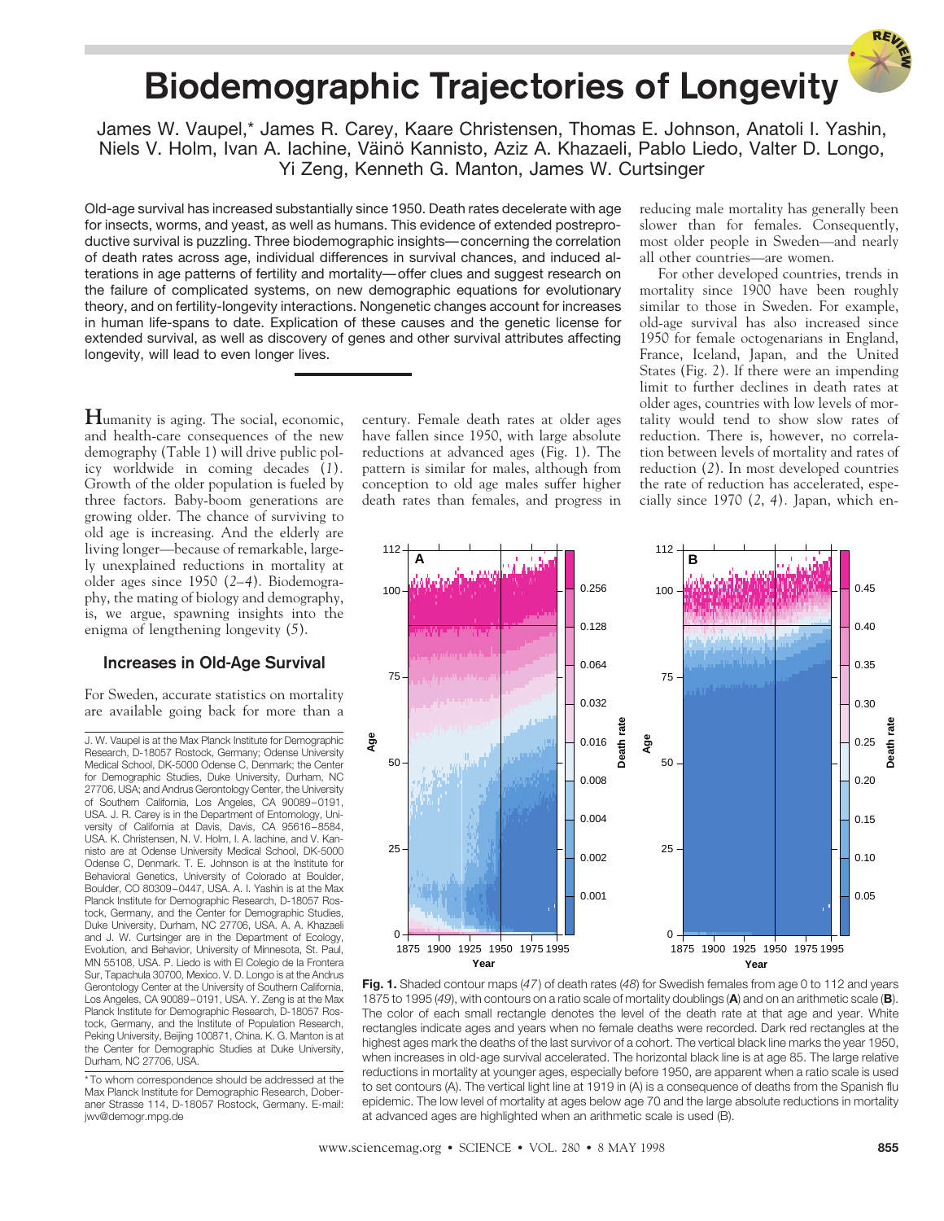# Biodemographic Trajectories of Longevity

James W. Vaupel,* James R. Carey, Kaare Christensen, Thomas E. Johnson, Anatoli I. Yashin, Niels V. Holm, Ivan A. Iachine, Väinö Kannisto, Aziz A. Khazaeli, Pablo Liedo, Valter D. Longo, Yi Zeng, Kenneth G. Manton, James W. Curtsinger

Old-age survival has increased substantially since 1950. Death rates decelerate with age for insects, worms, and yeast, as well as humans. This evidence of extended postreproductive survival is puzzling. Three biodemographic insights—concerning the correlation of death rates across age, individual differences in survival chances, and induced alterations in age patterns of fertility and mortality—offer clues and suggest research on the failure of complicated systems, on new demographic equations for evolutionary theory, and on fertility-longevity interactions. Nongenetic changes account for increases in human life-spans to date. Explication of these causes and the genetic license for extended survival, as well as discovery of genes and other survival attributes affecting longevity, will lead to even longer lives.

Humanity is aging. The social, economic, and health-care consequences of the new demography (Table 1) will drive public policy worldwide in coming decades (*1*). Growth of the older population is fueled by three factors. Baby-boom generations are growing older. The chance of surviving to old age is increasing. And the elderly are living longer—because of remarkable, largely unexplained reductions in mortality at older ages since 1950 (*2–4*). Biodemography, the mating of biology and demography, is, we argue, spawning insights into the enigma of lengthening longevity (*5*).

## Increases in Old-Age Survival

For Sweden, accurate statistics on mortality are available going back for more than a century. Female death rates at older ages have fallen since 1950, with large absolute reductions at advanced ages (Fig. 1). The pattern is similar for males, although from conception to old age males suffer higher death rates than females, and progress in reducing male mortality has generally been slower than for females. Consequently, most older people in Sweden—and nearly all other countries—are women.

For other developed countries, trends in mortality since 1900 have been roughly similar to those in Sweden. For example, old-age survival has also increased since 1950 for female octogenarians in England, France, Iceland, Japan, and the United States (Fig. 2). If there were an impending limit to further declines in death rates at older ages, countries with low levels of mortality would tend to show slow rates of reduction. There is, however, no correlation between levels of mortality and rates of reduction (*2*). In most developed countries the rate of reduction has accelerated, especially since 1970 (*2*, *4*). Japan, which en-

**Fig. 1.** Shaded contour maps (*47*) of death rates (*48*) for Swedish females from age 0 to 112 and years 1875 to 1995 (*49*), with contours on a ratio scale of mortality doublings (**A**) and on an arithmetic scale (**B**). The color of each small rectangle denotes the level of the death rate at that age and year. White rectangles indicate ages and years when no female deaths were recorded. Dark red rectangles at the highest ages mark the deaths of the last survivor of a cohort. The vertical black line marks the year 1950, when increases in old-age survival accelerated. The horizontal black line is at age 85. The large relative reductions in mortality at younger ages, especially before 1950, are apparent when a ratio scale is used to set contours (A). The vertical light line at 1919 in (A) is a consequence of deaths from the Spanish flu epidemic. The low level of mortality at ages below age 70 and the large absolute reductions in mortality at advanced ages are highlighted when an arithmetic scale is used (B).

J. W. Vaupel is at the Max Planck Institute for Demographic Research, D-18057 Rostock, Germany; Odense University Medical School, DK-5000 Odense C, Denmark; the Center for Demographic Studies, Duke University, Durham, NC 27706, USA; and Andrus Gerontology Center, the University of Southern California, Los Angeles, CA 90089–0191, USA. J. R. Carey is in the Department of Entomology, University of California at Davis, Davis, CA 95616–8584, USA. K. Christensen, N. V. Holm, I. A. Iachine, and V. Kannisto are at Odense University Medical School, DK-5000 Odense C, Denmark. T. E. Johnson is at the Institute for Behavioral Genetics, University of Colorado at Boulder, Boulder, CO 80309–0447, USA. A. I. Yashin is at the Max Planck Institute for Demographic Research, D-18057 Rostock, Germany, and the Center for Demographic Studies, Duke University, Durham, NC 27706, USA. A. A. Khazaeli and J. W. Curtsinger are in the Department of Ecology, Evolution, and Behavior, University of Minnesota, St. Paul, MN 55108, USA. P. Liedo is with El Colegio de la Frontera Sur, Tapachula 30700, Mexico. V. D. Longo is at the Andrus Gerontology Center at the University of Southern California, Los Angeles, CA 90089–0191, USA. Y. Zeng is at the Max Planck Institute for Demographic Research, D-18057 Rostock, Germany, and the Institute of Population Research, Peking University, Beijing 100871, China. K. G. Manton is at the Center for Demographic Studies at Duke University, Durham, NC 27706, USA.

*To whom correspondence should be addressed at the Max Planck Institute for Demographic Research, Doberaner Strasse 114, D-18057 Rostock, Germany. E-mail: jwv@demogr.mpg.de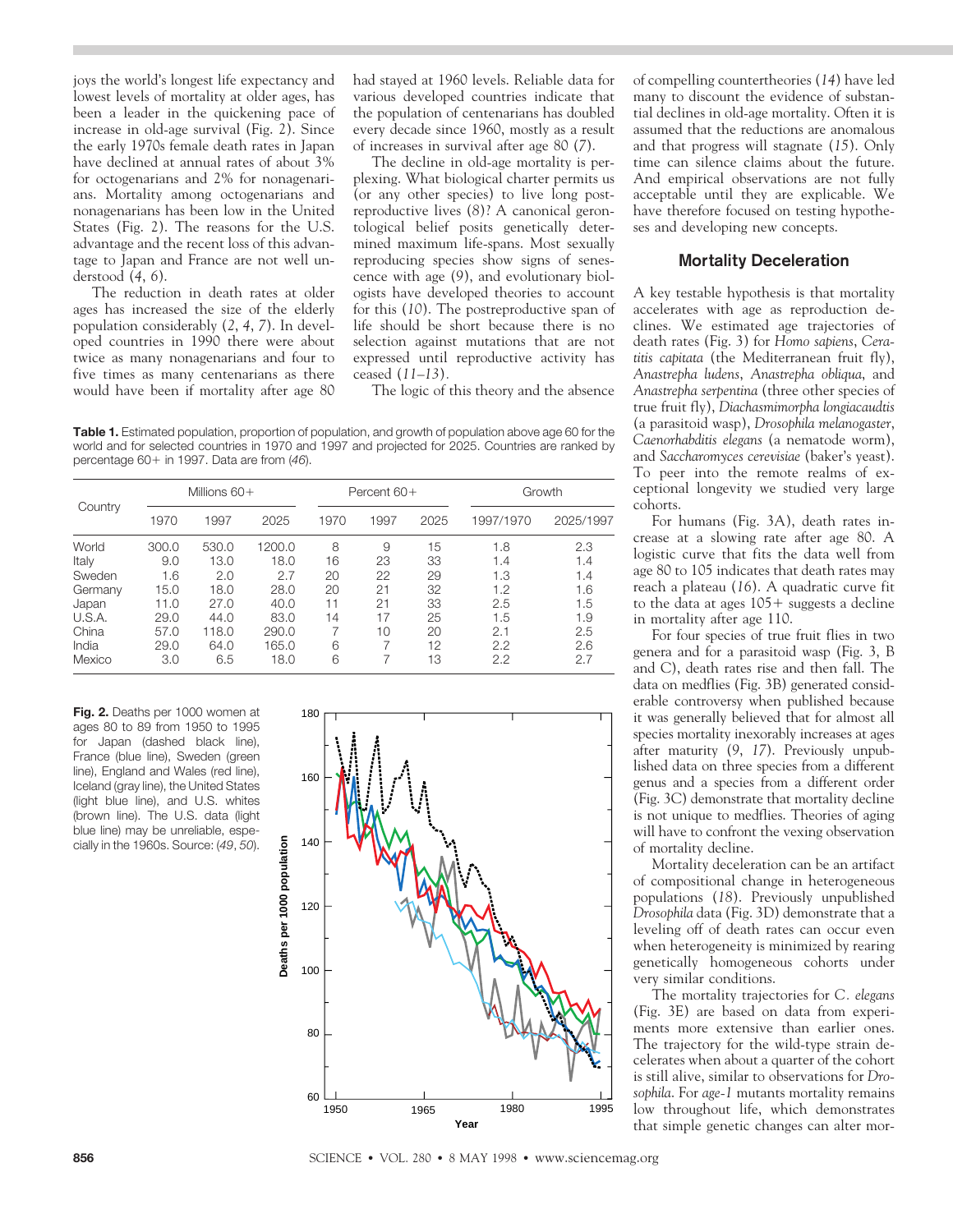joys the world's longest life expectancy and lowest levels of mortality at older ages, has been a leader in the quickening pace of increase in old-age survival (Fig. 2). Since the early 1970s female death rates in Japan have declined at annual rates of about 3% for octogenarians and 2% for nonagenarians. Mortality among octogenarians and nonagenarians has been low in the United States (Fig. 2). The reasons for the U.S. advantage and the recent loss of this advantage to Japan and France are not well understood (4, 6).

The reduction in death rates at older ages has increased the size of the elderly population considerably (2, 4, 7). In developed countries in 1990 there were about twice as many nonagenarians and four to five times as many centenarians as there would have been if mortality after age 80 had stayed at 1960 levels. Reliable data for various developed countries indicate that the population of centenarians has doubled every decade since 1960, mostly as a result of increases in survival after age 80 (7).

The decline in old-age mortality is perplexing. What biological charter permits us (or any other species) to live long postreproductive lives (8)? A canonical gerontological belief posits genetically determined maximum life-spans. Most sexually reproducing species show signs of senescence with age (9), and evolutionary biologists have developed theories to account for this (10). The postreproductive span of life should be short because there is no selection against mutations that are not expressed until reproductive activity has ceased (11–13).

The logic of this theory and the absence of compelling countertheories (14) have led many to discount the evidence of substantial declines in old-age mortality. Often it is assumed that the reductions are anomalous and that progress will stagnate (15). Only time can silence claims about the future. And empirical observations are not fully acceptable until they are explicable. We have therefore focused on testing hypotheses and developing new concepts.

**Table 1.** Estimated population, proportion of population, and growth of population above age 60 for the world and for selected countries in 1970 and 1997 and projected for 2025. Countries are ranked by percentage 60+ in 1997. Data are from (46).

| Country | Millions 60+ | | | Percent 60+ | | | Growth | |
|---|---|---|---|---|---|---|---|---|
| | 1970 | 1997 | 2025 | 1970 | 1997 | 2025 | 1997/1970 | 2025/1997 |
| World | 300.0 | 530.0 | 1200.0 | 8 | 9 | 15 | 1.8 | 2.3 |
| Italy | 9.0 | 13.0 | 18.0 | 16 | 23 | 33 | 1.4 | 1.4 |
| Sweden | 1.6 | 2.0 | 2.7 | 20 | 22 | 29 | 1.3 | 1.4 |
| Germany | 15.0 | 18.0 | 28.0 | 20 | 21 | 32 | 1.2 | 1.6 |
| Japan | 11.0 | 27.0 | 40.0 | 11 | 21 | 33 | 2.5 | 1.5 |
| U.S.A. | 29.0 | 44.0 | 83.0 | 14 | 17 | 25 | 1.5 | 1.9 |
| China | 57.0 | 118.0 | 290.0 | 7 | 10 | 20 | 2.1 | 2.5 |
| India | 29.0 | 64.0 | 165.0 | 6 | 7 | 12 | 2.2 | 2.6 |
| Mexico | 3.0 | 6.5 | 18.0 | 6 | 7 | 13 | 2.2 | 2.7 |

**Fig. 2.** Deaths per 1000 women at ages 80 to 89 from 1950 to 1995 for Japan (dashed black line), France (blue line), Sweden (green line), England and Wales (red line), Iceland (gray line), the United States (light blue line), and U.S. whites (brown line). The U.S. data (light blue line) may be unreliable, especially in the 1960s. Source: (49, 50).

## Mortality Deceleration

A key testable hypothesis is that mortality accelerates with age as reproduction declines. We estimated age trajectories of death rates (Fig. 3) for *Homo sapiens*, *Ceratitis capitata* (the Mediterranean fruit fly), *Anastrepha ludens*, *Anastrepha obliqua*, and *Anastrepha serpentina* (three other species of true fruit fly), *Diachasmimorpha longiacaudtis* (a parasitoid wasp), *Drosophila melanogaster*, *Caenorhabditis elegans* (a nematode worm), and *Saccharomyces cerevisiae* (baker's yeast). To peer into the remote realms of exceptional longevity we studied very large cohorts.

For humans (Fig. 3A), death rates increase at a slowing rate after age 80. A logistic curve that fits the data well from age 80 to 105 indicates that death rates may reach a plateau (16). A quadratic curve fit to the data at ages 105+ suggests a decline in mortality after age 110.

For four species of true fruit flies in two genera and for a parasitoid wasp (Fig. 3, B and C), death rates rise and then fall. The data on medflies (Fig. 3B) generated considerable controversy when published because it was generally believed that for almost all species mortality inexorably increases at ages after maturity (9, 17). Previously unpublished data on three species from a different genus and a species from a different order (Fig. 3C) demonstrate that mortality decline is not unique to medflies. Theories of aging will have to confront the vexing observation of mortality decline.

Mortality deceleration can be an artifact of compositional change in heterogeneous populations (18). Previously unpublished *Drosophila* data (Fig. 3D) demonstrate that a leveling off of death rates can occur even when heterogeneity is minimized by rearing genetically homogeneous cohorts under very similar conditions.

The mortality trajectories for *C. elegans* (Fig. 3E) are based on data from experiments more extensive than earlier ones. The trajectory for the wild-type strain decelerates when about a quarter of the cohort is still alive, similar to observations for *Drosophila*. For *age-1* mutants mortality remains low throughout life, which demonstrates that simple genetic changes can alter mor-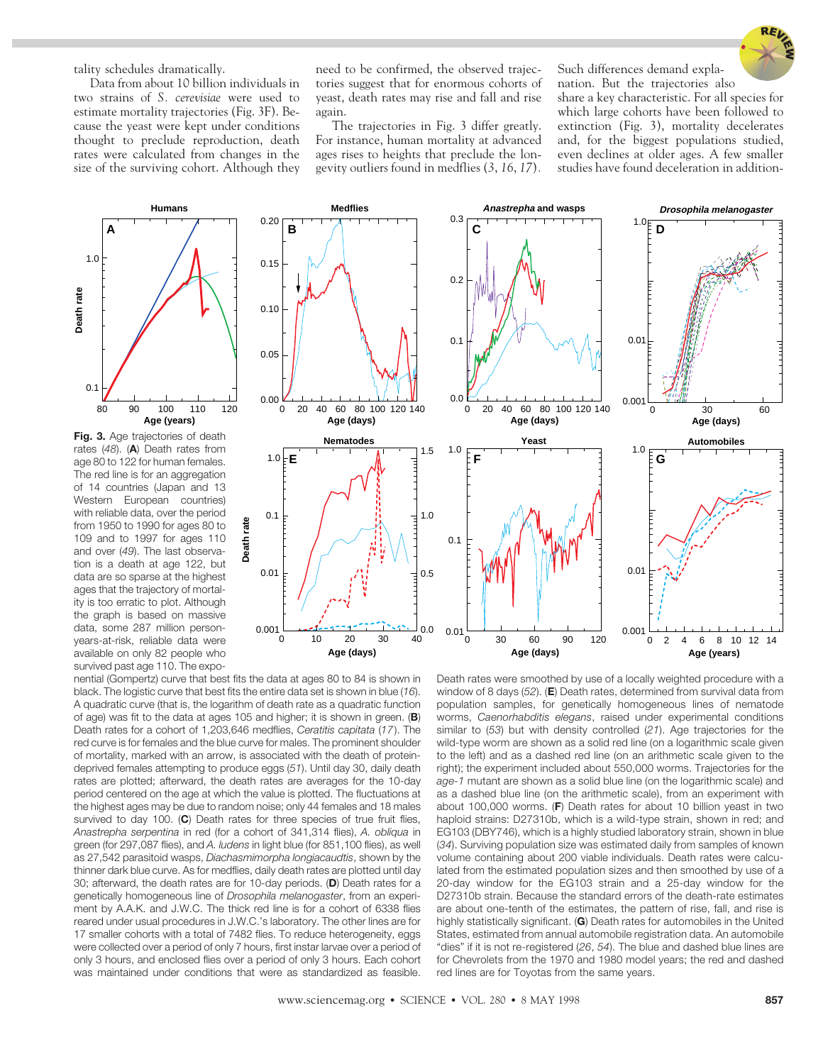tality schedules dramatically.

Data from about 10 billion individuals in two strains of *S. cerevisiae* were used to estimate mortality trajectories (Fig. 3F). Because the yeast were kept under conditions thought to preclude reproduction, death rates were calculated from changes in the size of the surviving cohort. Although they need to be confirmed, the observed trajectories suggest that for enormous cohorts of yeast, death rates may rise and fall and rise again.

The trajectories in Fig. 3 differ greatly. For instance, human mortality at advanced ages rises to heights that preclude the longevity outliers found in medflies (*3*, *16*, *17*). Such differences demand explanation. But the trajectories also share a key characteristic. For all species for which large cohorts have been followed to extinction (Fig. 3), mortality decelerates and, for the biggest populations studied, even declines at older ages. A few smaller studies have found deceleration in addition-

**Fig. 3.** Age trajectories of death rates (*48*). (**A**) Death rates from age 80 to 122 for human females. The red line is for an aggregation of 14 countries (Japan and 13 Western European countries) with reliable data, over the period from 1950 to 1990 for ages 80 to 109 and to 1997 for ages 110 and over (*49*). The last observation is a death at age 122, but data are so sparse at the highest ages that the trajectory of mortality is too erratic to plot. Although the graph is based on massive data, some 287 million person-years-at-risk, reliable data were available on only 82 people who survived past age 110. The exponential (Gompertz) curve that best fits the data at ages 80 to 84 is shown in black. The logistic curve that best fits the entire data set is shown in blue (*16*). A quadratic curve (that is, the logarithm of death rate as a quadratic function of age) was fit to the data at ages 105 and higher; it is shown in green. (**B**) Death rates for a cohort of 1,203,646 medflies, *Ceratitis capitata* (*17*). The red curve is for females and the blue curve for males. The prominent shoulder of mortality, marked with an arrow, is associated with the death of protein-deprived females attempting to produce eggs (*51*). Until day 30, daily death rates are plotted; afterward, the death rates are averages for the 10-day period centered on the age at which the value is plotted. The fluctuations at the highest ages may be due to random noise; only 44 females and 18 males survived to day 100. (**C**) Death rates for three species of true fruit flies, *Anastrepha serpentina* in red (for a cohort of 341,314 flies), *A. obliqua* in green (for 297,087 flies), and *A. ludens* in light blue (for 851,100 flies), as well as 27,542 parasitoid wasps, *Diachasmimorpha longiacaudtis*, shown by the thinner dark blue curve. As for medflies, daily death rates are plotted until day 30; afterward, the death rates are for 10-day periods. (**D**) Death rates for a genetically homogeneous line of *Drosophila melanogaster*, from an experiment by A.A.K. and J.W.C. The thick red line is for a cohort of 6338 flies reared under usual procedures in J.W.C.'s laboratory. The other lines are for 17 smaller cohorts with a total of 7482 flies. To reduce heterogeneity, eggs were collected over a period of only 7 hours, first instar larvae over a period of only 3 hours, and enclosed flies over a period of only 3 hours. Each cohort was maintained under conditions that were as standardized as feasible. Death rates were smoothed by use of a locally weighted procedure with a window of 8 days (*52*). (**E**) Death rates, determined from survival data from population samples, for genetically homogeneous lines of nematode worms, *Caenorhabditis elegans*, raised under experimental conditions similar to (*53*) but with density controlled (*21*). Age trajectories for the wild-type worm are shown as a solid red line (on a logarithmic scale given to the left) and as a dashed red line (on an arithmetic scale given to the right); the experiment included about 550,000 worms. Trajectories for the *age-1* mutant are shown as a solid blue line (on the logarithmic scale) and as a dashed blue line (on the arithmetic scale), from an experiment with about 100,000 worms. (**F**) Death rates for about 10 billion yeast in two haploid strains: D27310b, which is a wild-type strain, shown in red; and EG103 (DBY746), which is a highly studied laboratory strain, shown in blue (*34*). Surviving population size was estimated daily from samples of known volume containing about 200 viable individuals. Death rates were calculated from the estimated population sizes and then smoothed by use of a 20-day window for the EG103 strain and a 25-day window for the D27310b strain. Because the standard errors of the death-rate estimates are about one-tenth of the estimates, the pattern of rise, fall, and rise is highly statistically significant. (**G**) Death rates for automobiles in the United States, estimated from annual automobile registration data. An automobile "dies" if it is not re-registered (*26*, *54*). The blue and dashed blue lines are for Chevrolets from the 1970 and 1980 model years; the red and dashed red lines are for Toyotas from the same years.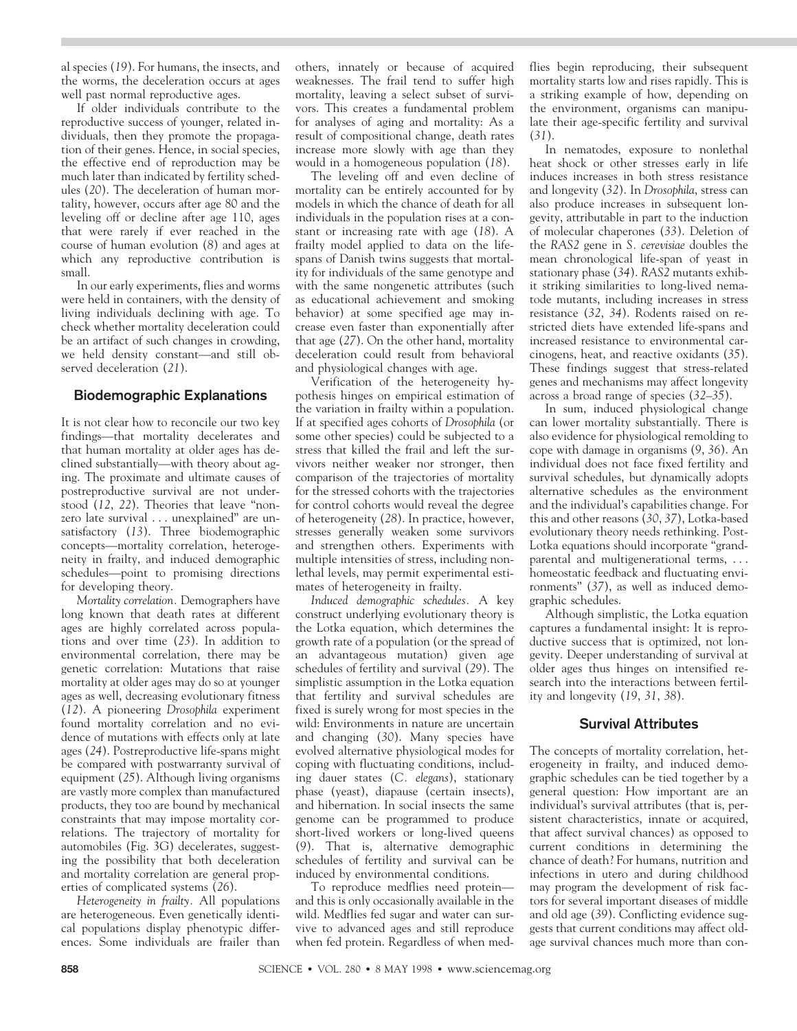al species (*19*). For humans, the insects, and the worms, the deceleration occurs at ages well past normal reproductive ages.

If older individuals contribute to the reproductive success of younger, related individuals, then they promote the propagation of their genes. Hence, in social species, the effective end of reproduction may be much later than indicated by fertility schedules (*20*). The deceleration of human mortality, however, occurs after age 80 and the leveling off or decline after age 110, ages that were rarely if ever reached in the course of human evolution (*8*) and ages at which any reproductive contribution is small.

In our early experiments, flies and worms were held in containers, with the density of living individuals declining with age. To check whether mortality deceleration could be an artifact of such changes in crowding, we held density constant—and still observed deceleration (*21*).

## Biodemographic Explanations

It is not clear how to reconcile our two key findings—that mortality decelerates and that human mortality at older ages has declined substantially—with theory about aging. The proximate and ultimate causes of postreproductive survival are not understood (*12*, *22*). Theories that leave "nonzero late survival . . . unexplained" are unsatisfactory (*13*). Three biodemographic concepts—mortality correlation, heterogeneity in frailty, and induced demographic schedules—point to promising directions for developing theory.

*Mortality correlation.* Demographers have long known that death rates at different ages are highly correlated across populations and over time (*23*). In addition to environmental correlation, there may be genetic correlation: Mutations that raise mortality at older ages may do so at younger ages as well, decreasing evolutionary fitness (*12*). A pioneering *Drosophila* experiment found mortality correlation and no evidence of mutations with effects only at late ages (*24*). Postreproductive life-spans might be compared with postwarranty survival of equipment (*25*). Although living organisms are vastly more complex than manufactured products, they too are bound by mechanical constraints that may impose mortality correlations. The trajectory of mortality for automobiles (Fig. 3G) decelerates, suggesting the possibility that both deceleration and mortality correlation are general properties of complicated systems (*26*).

*Heterogeneity in frailty.* All populations are heterogeneous. Even genetically identical populations display phenotypic differences. Some individuals are frailer than others, innately or because of acquired weaknesses. The frail tend to suffer high mortality, leaving a select subset of survivors. This creates a fundamental problem for analyses of aging and mortality: As a result of compositional change, death rates increase more slowly with age than they would in a homogeneous population (*18*).

The leveling off and even decline of mortality can be entirely accounted for by models in which the chance of death for all individuals in the population rises at a constant or increasing rate with age (*18*). A frailty model applied to data on the life-spans of Danish twins suggests that mortality for individuals of the same genotype and with the same nongenetic attributes (such as educational achievement and smoking behavior) at some specified age may increase even faster than exponentially after that age (*27*). On the other hand, mortality deceleration could result from behavioral and physiological changes with age.

Verification of the heterogeneity hypothesis hinges on empirical estimation of the variation in frailty within a population. If at specified ages cohorts of *Drosophila* (or some other species) could be subjected to a stress that killed the frail and left the survivors neither weaker nor stronger, then comparison of the trajectories of mortality for the stressed cohorts with the trajectories for control cohorts would reveal the degree of heterogeneity (*28*). In practice, however, stresses generally weaken some survivors and strengthen others. Experiments with multiple intensities of stress, including nonlethal levels, may permit experimental estimates of heterogeneity in frailty.

*Induced demographic schedules.* A key construct underlying evolutionary theory is the Lotka equation, which determines the growth rate of a population (or the spread of an advantageous mutation) given age schedules of fertility and survival (*29*). The simplistic assumption in the Lotka equation that fertility and survival schedules are fixed is surely wrong for most species in the wild: Environments in nature are uncertain and changing (*30*). Many species have evolved alternative physiological modes for coping with fluctuating conditions, including dauer states (*C. elegans*), stationary phase (yeast), diapause (certain insects), and hibernation. In social insects the same genome can be programmed to produce short-lived workers or long-lived queens (*9*). That is, alternative demographic schedules of fertility and survival can be induced by environmental conditions.

To reproduce medflies need protein—and this is only occasionally available in the wild. Medflies fed sugar and water can survive to advanced ages and still reproduce when fed protein. Regardless of when medflies begin reproducing, their subsequent mortality starts low and rises rapidly. This is a striking example of how, depending on the environment, organisms can manipulate their age-specific fertility and survival (*31*).

In nematodes, exposure to nonlethal heat shock or other stresses early in life induces increases in both stress resistance and longevity (*32*). In *Drosophila*, stress can also produce increases in subsequent longevity, attributable in part to the induction of molecular chaperones (*33*). Deletion of the *RAS2* gene in *S. cerevisiae* doubles the mean chronological life-span of yeast in stationary phase (*34*). *RAS2* mutants exhibit striking similarities to long-lived nematode mutants, including increases in stress resistance (*32*, *34*). Rodents raised on restricted diets have extended life-spans and increased resistance to environmental carcinogens, heat, and reactive oxidants (*35*). These findings suggest that stress-related genes and mechanisms may affect longevity across a broad range of species (*32–35*).

In sum, induced physiological change can lower mortality substantially. There is also evidence for physiological remolding to cope with damage in organisms (*9*, *36*). An individual does not face fixed fertility and survival schedules, but dynamically adopts alternative schedules as the environment and the individual's capabilities change. For this and other reasons (*30*, *37*), Lotka-based evolutionary theory needs rethinking. Post-Lotka equations should incorporate "grandparental and multigenerational terms, . . . homeostatic feedback and fluctuating environments" (*37*), as well as induced demographic schedules.

Although simplistic, the Lotka equation captures a fundamental insight: It is reproductive success that is optimized, not longevity. Deeper understanding of survival at older ages thus hinges on intensified research into the interactions between fertility and longevity (*19*, *31*, *38*).

## Survival Attributes

The concepts of mortality correlation, heterogeneity in frailty, and induced demographic schedules can be tied together by a general question: How important are an individual's survival attributes (that is, persistent characteristics, innate or acquired, that affect survival chances) as opposed to current conditions in determining the chance of death? For humans, nutrition and infections in utero and during childhood may program the development of risk factors for several important diseases of middle and old age (*39*). Conflicting evidence suggests that current conditions may affect old-age survival chances much more than con-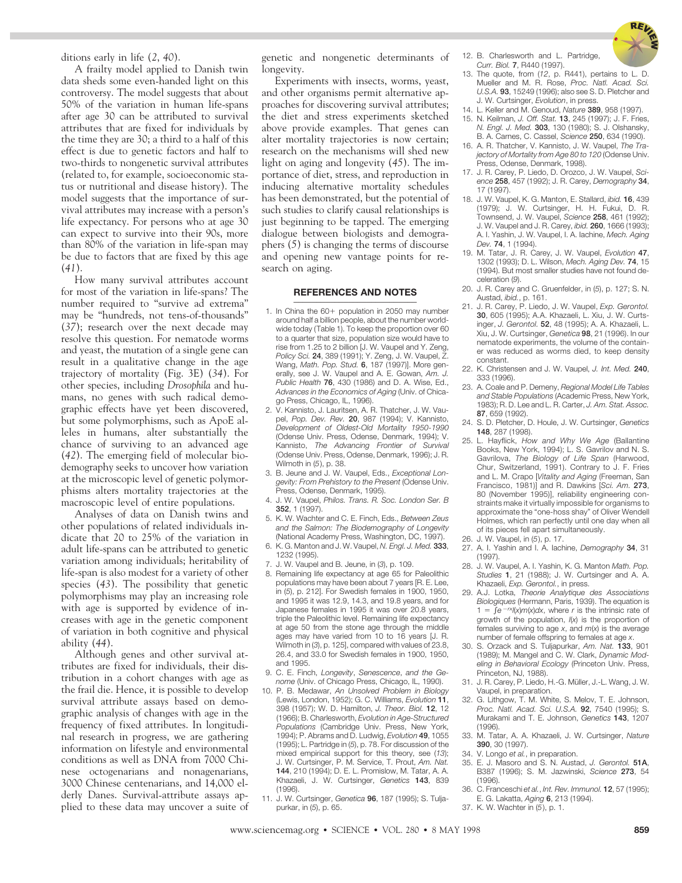ditions early in life (*2*, *40*).

A frailty model applied to Danish twin data sheds some even-handed light on this controversy. The model suggests that about 50% of the variation in human life-spans after age 30 can be attributed to survival attributes that are fixed for individuals by the time they are 30; a third to a half of this effect is due to genetic factors and half to two-thirds to nongenetic survival attributes (related to, for example, socioeconomic status or nutritional and disease history). The model suggests that the importance of survival attributes may increase with a person's life expectancy. For persons who at age 30 can expect to survive into their 90s, more than 80% of the variation in life-span may be due to factors that are fixed by this age (*41*).

How many survival attributes account for most of the variation in life-spans? The number required to "survive ad extrema" may be "hundreds, not tens-of-thousands" (*37*); research over the next decade may resolve this question. For nematode worms and yeast, the mutation of a single gene can result in a qualitative change in the age trajectory of mortality (Fig. 3E) (*34*). For other species, including *Drosophila* and humans, no genes with such radical demographic effects have yet been discovered, but some polymorphisms, such as ApoE alleles in humans, alter substantially the chance of surviving to an advanced age (*42*). The emerging field of molecular biodemography seeks to uncover how variation at the microscopic level of genetic polymorphisms alters mortality trajectories at the macroscopic level of entire populations.

Analyses of data on Danish twins and other populations of related individuals indicate that 20 to 25% of the variation in adult life-spans can be attributed to genetic variation among individuals; heritability of life-span is also modest for a variety of other species (*43*). The possibility that genetic polymorphisms may play an increasing role with age is supported by evidence of increases with age in the genetic component of variation in both cognitive and physical ability (*44*).

Although genes and other survival attributes are fixed for individuals, their distribution in a cohort changes with age as the frail die. Hence, it is possible to develop survival attribute assays based on demographic analysis of changes with age in the frequency of fixed attributes. In longitudinal research in progress, we are gathering information on lifestyle and environmental conditions as well as DNA from 7000 Chinese octogenarians and nonagenarians, 3000 Chinese centenarians, and 14,000 elderly Danes. Survival-attribute assays applied to these data may uncover a suite of genetic and nongenetic determinants of longevity.

Experiments with insects, worms, yeast, and other organisms permit alternative approaches for discovering survival attributes; the diet and stress experiments sketched above provide examples. That genes can alter mortality trajectories is now certain; research on the mechanisms will shed new light on aging and longevity (*45*). The importance of diet, stress, and reproduction in inducing alternative mortality schedules has been demonstrated, but the potential of such studies to clarify causal relationships is just beginning to be tapped. The emerging dialogue between biologists and demographers (*5*) is changing the terms of discourse and opening new vantage points for research on aging.

## REFERENCES AND NOTES

1. In China the 60+ population in 2050 may number around half a billion people, about the number worldwide today (Table 1). To keep the proportion over 60 to a quarter that size, population size would have to rise from 1.25 to 2 billion [J. W. Vaupel and Y. Zeng, *Policy Sci.* **24**, 389 (1991); Y. Zeng, J. W. Vaupel, Z. Wang, *Math. Pop. Stud.* **6**, 187 (1997)]. More generally, see J. W. Vaupel and A. E. Gowan, *Am. J. Public Health* **76**, 430 (1986) and D. A. Wise, Ed., *Advances in the Economics of Aging* (Univ. of Chicago Press, Chicago, IL, 1996).
2. V. Kannisto, J. Lauritsen, A. R. Thatcher, J. W. Vaupel, *Pop. Dev. Rev.* **20**, 987 (1994); V. Kannisto, *Development of Oldest-Old Mortality 1950-1990* (Odense Univ. Press, Odense, Denmark, 1994); V. Kannisto, *The Advancing Frontier of Survival* (Odense Univ. Press, Odense, Denmark, 1996); J. R. Wilmoth in (*5*), p. 38.
3. B. Jeune and J. W. Vaupel, Eds., *Exceptional Longevity: From Prehistory to the Present* (Odense Univ. Press, Odense, Denmark, 1995).
4. J. W. Vaupel, *Philos. Trans. R. Soc. London Ser. B* **352**, 1 (1997).
5. K. W. Wachter and C. E. Finch, Eds., *Between Zeus and the Salmon: The Biodemography of Longevity* (National Academy Press, Washington, DC, 1997).
6. K. G. Manton and J. W. Vaupel, *N. Engl. J. Med.* **333**, 1232 (1995).
7. J. W. Vaupel and B. Jeune, in (*3*), p. 109.
8. Remaining life expectancy at age 65 for Paleolithic populations may have been about 7 years [R. E. Lee, in (*5*), p. 212]. For Swedish females in 1900, 1950, and 1995 it was 12.9, 14.3, and 19.8 years, and for Japanese females in 1995 it was over 20.8 years, triple the Paleolithic level. Remaining life expectancy at age 50 from the stone age through the middle ages may have varied from 10 to 16 years [J. R. Wilmoth in (*3*), p. 125], compared with values of 23.8, 26.4, and 33.0 for Swedish females in 1900, 1950, and 1995.
9. C. E. Finch, *Longevity, Senescence, and the Genome* (Univ. of Chicago Press, Chicago, IL, 1990).
10. P. B. Medawar, *An Unsolved Problem in Biology* (Lewis, London, 1952); G. C. Williams, *Evolution* **11**, 398 (1957); W. D. Hamilton, *J. Theor. Biol.* **12**, 12 (1966); B. Charlesworth, *Evolution in Age-Structured Populations* (Cambridge Univ. Press, New York, 1994); P. Abrams and D. Ludwig, *Evolution* **49**, 1055 (1995); L. Partridge in (*5*), p. 78. For discussion of the mixed empirical support for this theory, see (*13*); J. W. Curtsinger, P. M. Service, T. Prout, *Am. Nat.* **144**, 210 (1994); D. E. L. Promislow, M. Tatar, A. A. Khazaeli, J. W. Curtsinger, *Genetics* **143**, 839 (1996).
11. J. W. Curtsinger, *Genetica* **96**, 187 (1995); S. Tuljapurkar, in (*5*), p. 65.
12. B. Charlesworth and L. Partridge, *Curr. Biol.* **7**, R440 (1997).
13. The quote, from (*12*, p. R441), pertains to L. D. Mueller and M. R. Rose, *Proc. Natl. Acad. Sci. U.S.A.* **93**, 15249 (1996); also see S. D. Pletcher and J. W. Curtsinger, *Evolution*, in press.
14. L. Keller and M. Genoud, *Nature* **389**, 958 (1997).
15. N. Keilman, *J. Off. Stat.* **13**, 245 (1997); J. F. Fries, *N. Engl. J. Med.* **303**, 130 (1980); S. J. Olshansky, B. A. Carnes, C. Cassel, *Science* **250**, 634 (1990).
16. A. R. Thatcher, V. Kannisto, J. W. Vaupel, *The Trajectory of Mortality from Age 80 to 120* (Odense Univ. Press, Odense, Denmark, 1998).
17. J. R. Carey, P. Liedo, D. Orozco, J. W. Vaupel, *Science* **258**, 457 (1992); J. R. Carey, *Demography* **34**, 17 (1997).
18. J. W. Vaupel, K. G. Manton, E. Stallard, *ibid.* **16**, 439 (1979); J. W. Curtsinger, H. H. Fukui, D. R. Townsend, J. W. Vaupel, *Science* **258**, 461 (1992); J. W. Vaupel and J. R. Carey, *ibid.* **260**, 1666 (1993); A. I. Yashin, J. W. Vaupel, I. A. Iachine, *Mech. Aging Dev.* **74**, 1 (1994).
19. M. Tatar, J. R. Carey, J. W. Vaupel, *Evolution* **47**, 1302 (1993); D. L. Wilson, *Mech. Aging Dev.* **74**, 15 (1994). But most smaller studies have not found deceleration (*9*).
20. J. R. Carey and C. Gruenfelder, in (*5*), p. 127; S. N. Austad, *ibid.*, p. 161.
21. J. R. Carey, P. Liedo, J. W. Vaupel, *Exp. Gerontol.* **30**, 605 (1995); A.A. Khazaeli, L. Xiu, J. W. Curtsinger, *J. Gerontol.* **52**, 48 (1995); A. A. Khazaeli, L. Xiu, J. W. Curtsinger, *Genetica* **98**, 21 (1996). In our nematode experiments, the volume of the container was reduced as worms died, to keep density constant.
22. K. Christensen and J. W. Vaupel, *J. Int. Med.* **240**, 333 (1996).
23. A. Coale and P. Demeny, *Regional Model Life Tables and Stable Populations* (Academic Press, New York, 1983); R. D. Lee and L. R. Carter, *J. Am. Stat. Assoc.* **87**, 659 (1992).
24. S. D. Pletcher, D. Houle, J. W. Curtsinger, *Genetics* **148**, 287 (1998).
25. L. Hayflick, *How and Why We Age* (Ballantine Books, New York, 1994); L. S. Gavrilov and N. S. Gavrilova, *The Biology of Life Span* (Harwood, Chur, Switzerland, 1991). Contrary to J. F. Fries and L. M. Crapo [*Vitality and Aging* (Freeman, San Francisco, 1981)] and R. Dawkins [*Sci. Am.* **273**, 80 (November 1995)], reliability engineering constraints make it virtually impossible for organisms to approximate the "one-hoss shay" of Oliver Wendell Holmes, which ran perfectly until one day when all of its pieces fell apart simultaneously.
26. J. W. Vaupel, in (*5*), p. 17.
27. A. I. Yashin and I. A. Iachine, *Demography* **34**, 31 (1997).
28. J. W. Vaupel, A. I. Yashin, K. G. Manton *Math. Pop. Studies* **1**, 21 (1988); J. W. Curtsinger and A. A. Khazaeli, *Exp. Gerontol.*, in press.
29. A.J. Lotka, *Theorie Analytique des Associations Biologiques* (Hermann, Paris, 1939). The equation is $1 = \int e^{-rx} l(x) m(x) dx$, where $r$ is the intrinsic rate of growth of the population, $l(x)$ is the proportion of females surviving to age $x$, and $m(x)$ is the average number of female offspring to females at age $x$.
30. S. Orzack and S. Tuljapurkar, *Am. Nat.* **133**, 901 (1989); M. Mangel and C. W. Clark, *Dynamic Modeling in Behavioral Ecology* (Princeton Univ. Press, Princeton, NJ, 1988).
31. J. R. Carey, P. Liedo, H.-G. Müller, J.-L. Wang, J. W. Vaupel, in preparation.
32. G. Lithgow, T. M. White, S. Melov, T. E. Johnson, *Proc. Natl. Acad. Sci. U.S.A.* **92**, 7540 (1995); S. Murakami and T. E. Johnson, *Genetics* **143**, 1207 (1996).
33. M. Tatar, A. A. Khazaeli, J. W. Curtsinger, *Nature* **390**, 30 (1997).
34. V. Longo *et al.*, in preparation.
35. E. J. Masoro and S. N. Austad, *J. Gerontol.* **51A**, B387 (1996); S. M. Jazwinski, *Science* **273**, 54 (1996).
36. C. Franceschi *et al.*, *Int. Rev. Immunol.* **12**, 57 (1995); E. G. Lakatta, *Aging* **6**, 213 (1994).
37. K. W. Wachter in (*5*), p. 1.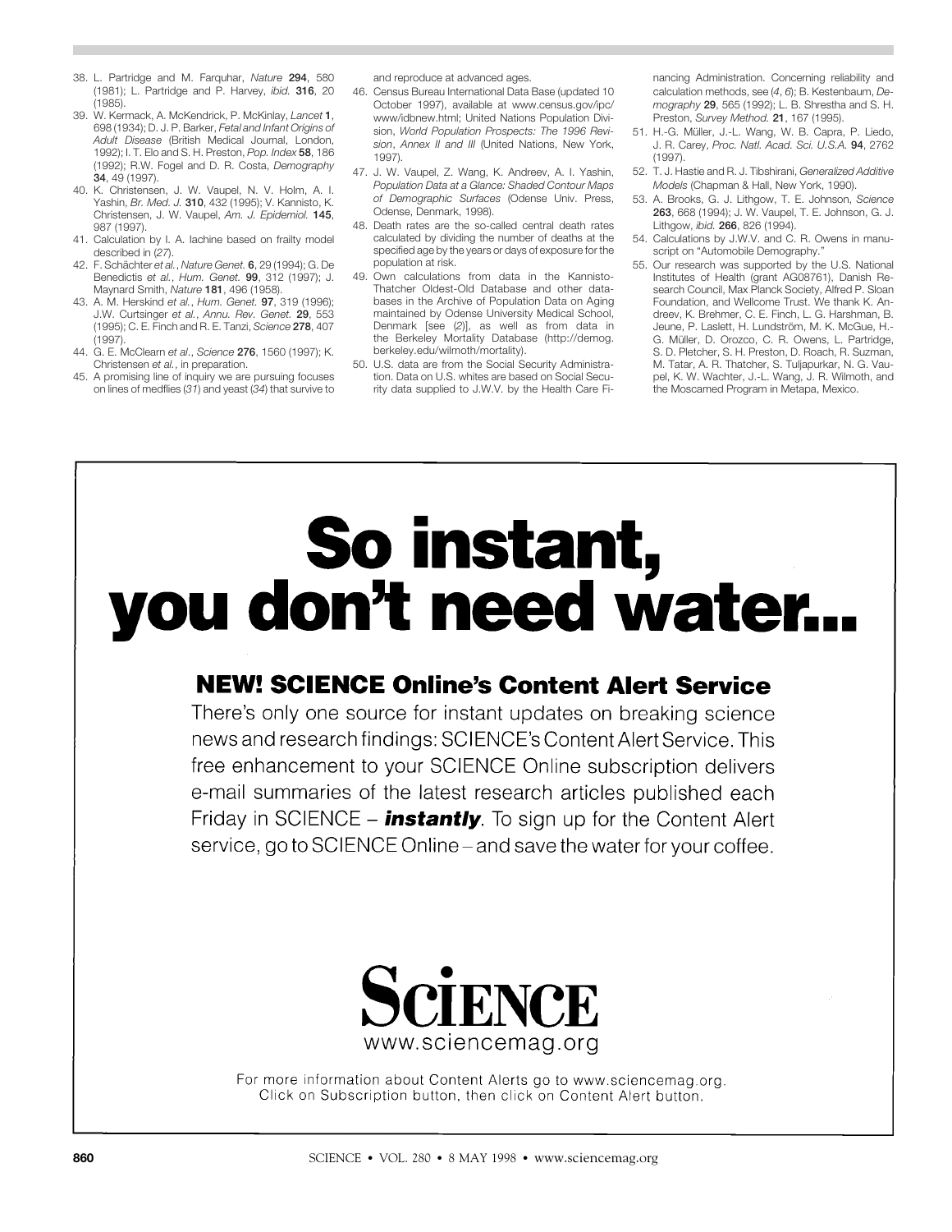38. L. Partridge and M. Farquhar, *Nature* **294**, 580 (1981); L. Partridge and P. Harvey, *ibid.* **316**, 20 (1985).
39. W. Kermack, A. McKendrick, P. McKinlay, *Lancet* **1**, 698 (1934); D. J. P. Barker, *Fetal and Infant Origins of Adult Disease* (British Medical Journal, London, 1992); I. T. Elo and S. H. Preston, *Pop. Index* **58**, 186 (1992); R.W. Fogel and D. R. Costa, *Demography* **34**, 49 (1997).
40. K. Christensen, J. W. Vaupel, N. V. Holm, A. I. Yashin, *Br. Med. J.* **310**, 432 (1995); V. Kannisto, K. Christensen, J. W. Vaupel, *Am. J. Epidemiol.* **145**, 987 (1997).
41. Calculation by I. A. Iachine based on frailty model described in (*27*).
42. F. Schächter *et al.*, *Nature Genet.* **6**, 29 (1994); G. De Benedictis *et al.*, *Hum. Genet.* **99**, 312 (1997); J. Maynard Smith, *Nature* **181**, 496 (1958).
43. A. M. Herskind *et al.*, *Hum. Genet.* **97**, 319 (1996); J.W. Curtsinger *et al.*, *Annu. Rev. Genet.* **29**, 553 (1995); C. E. Finch and R. E. Tanzi, *Science* **278**, 407 (1997).
44. G. E. McClearn *et al.*, *Science* **276**, 1560 (1997); K. Christensen *et al.*, in preparation.
45. A promising line of inquiry we are pursuing focuses on lines of medflies (*31*) and yeast (*34*) that survive to and reproduce at advanced ages.
46. Census Bureau International Data Base (updated 10 October 1997), available at www.census.gov/ipc/www/idbnew.html; United Nations Population Division, *World Population Prospects: The 1996 Revision*, *Annex II and III* (United Nations, New York, 1997).
47. J. W. Vaupel, Z. Wang, K. Andreev, A. I. Yashin, *Population Data at a Glance: Shaded Contour Maps of Demographic Surfaces* (Odense Univ. Press, Odense, Denmark, 1998).
48. Death rates are the so-called central death rates calculated by dividing the number of deaths at the specified age by the years or days of exposure for the population at risk.
49. Own calculations from data in the Kannisto-Thatcher Oldest-Old Database and other databases in the Archive of Population Data on Aging maintained by Odense University Medical School, Denmark [see (*2*)], as well as from data in the Berkeley Mortality Database (http://demog.berkeley.edu/wilmoth/mortality).
50. U.S. data are from the Social Security Administration. Data on U.S. whites are based on Social Security data supplied to J.W.V. by the Health Care Financing Administration. Concerning reliability and calculation methods, see (*4*, *6*); B. Kestenbaum, *Demography* **29**, 565 (1992); L. B. Shrestha and S. H. Preston, *Survey Method.* **21**, 167 (1995).
51. H.-G. Müller, J.-L. Wang, W. B. Capra, P. Liedo, J. R. Carey, *Proc. Natl. Acad. Sci. U.S.A.* **94**, 2762 (1997).
52. T. J. Hastie and R. J. Tibshirani, *Generalized Additive Models* (Chapman & Hall, New York, 1990).
53. A. Brooks, G. J. Lithgow, T. E. Johnson, *Science* **263**, 668 (1994); J. W. Vaupel, T. E. Johnson, G. J. Lithgow, *ibid.* **266**, 826 (1994).
54. Calculations by J.W.V. and C. R. Owens in manuscript on "Automobile Demography."
55. Our research was supported by the U.S. National Institutes of Health (grant AG08761), Danish Research Council, Max Planck Society, Alfred P. Sloan Foundation, and Wellcome Trust. We thank K. Andreev, K. Brehmer, C. E. Finch, L. G. Harshman, B. Jeune, P. Laslett, H. Lundström, M. K. McGue, H.-G. Müller, D. Orozco, C. R. Owens, L. Partridge, S. D. Pletcher, S. H. Preston, D. Roach, R. Suzman, M. Tatar, A. R. Thatcher, S. Tuljapurkar, N. G. Vaupel, K. W. Wachter, J.-L. Wang, J. R. Wilmoth, and the Moscamed Program in Metapa, Mexico.

# So instant, you don't need water...

## NEW! SCIENCE Online's Content Alert Service

There's only one source for instant updates on breaking science news and research findings: SCIENCE's Content Alert Service. This free enhancement to your SCIENCE Online subscription delivers e-mail summaries of the latest research articles published each Friday in SCIENCE – ***instantly***. To sign up for the Content Alert service, go to SCIENCE Online – and save the water for your coffee.

**SCIENCE**
www.sciencemag.org

For more information about Content Alerts go to www.sciencemag.org. Click on Subscription button, then click on Content Alert button.